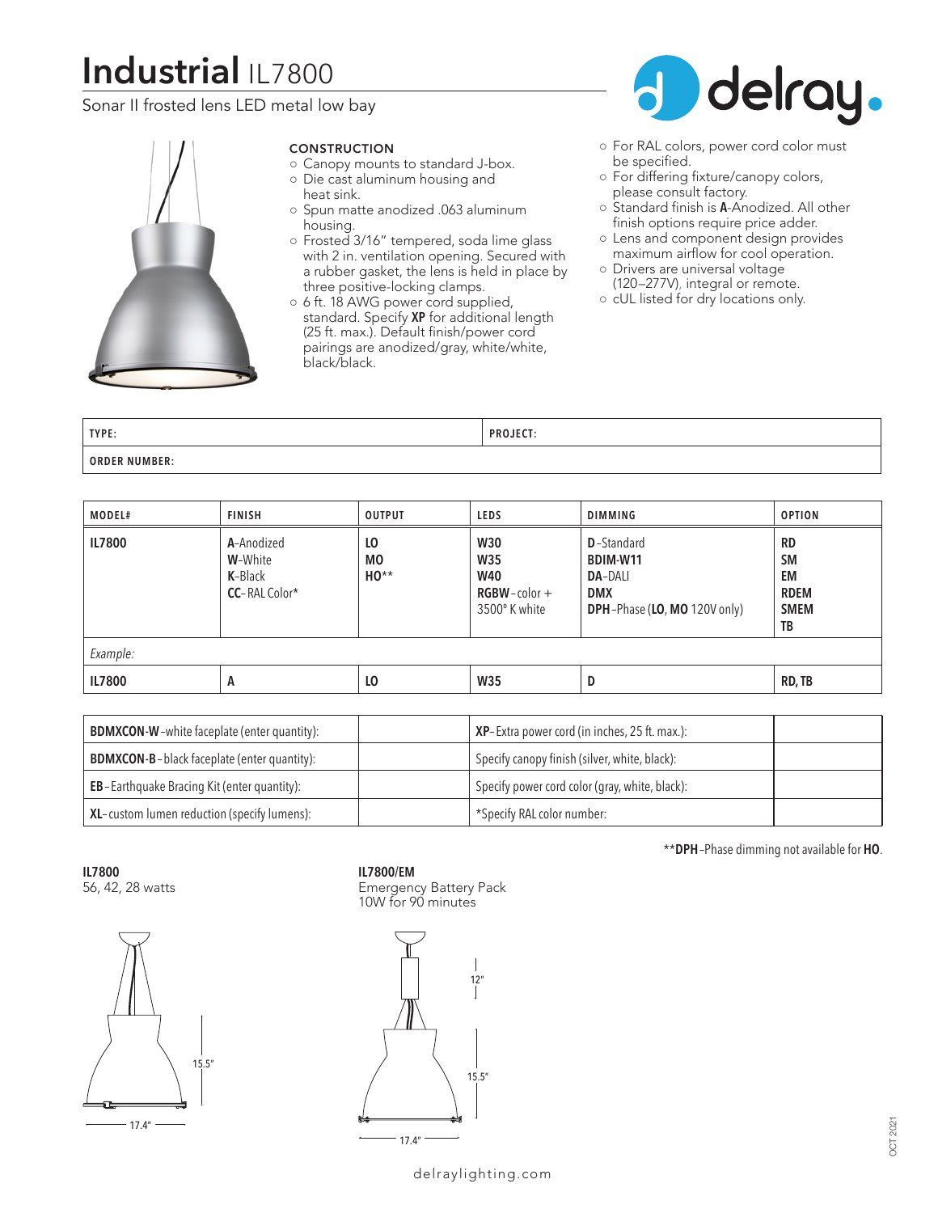# Industrial IL7800

Sonar II frosted lens LED metal low bay

delray.

### CONSTRUCTION

- Canopy mounts to standard J-box.
- Die cast aluminum housing and heat sink.
- Spun matte anodized .063 aluminum housing.
- Frosted 3/16" tempered, soda lime glass with 2 in. ventilation opening. Secured with a rubber gasket, the lens is held in place by three positive-locking clamps.
- 6 ft. 18 AWG power cord supplied, standard. Specify **XP** for additional length (25 ft. max.). Default finish/power cord pairings are anodized/gray, white/white, black/black.
- For RAL colors, power cord color must be specified.
- For differing fixture/canopy colors, please consult factory.
- Standard finish is **A**-Anodized. All other finish options require price adder.
- Lens and component design provides maximum airflow for cool operation.
- Drivers are universal voltage (120–277V), integral or remote.
- cUL listed for dry locations only.

| TYPE: | PROJECT: |
|---|---|
| ORDER NUMBER: | |

| MODEL# | FINISH | OUTPUT | LEDS | DIMMING | OPTION |
|---|---|---|---|---|---|
| **IL7800** | **A**-Anodized<br>**W**-White<br>**K**-Black<br>**CC**-RAL Color* | **LO**<br>**MO**<br>**HO**** | **W30**<br>**W35**<br>**W40**<br>**RGBW**-color + 3500° K white | **D**-Standard<br>**BDIM-W11**<br>**DA**-DALI<br>**DMX**<br>**DPH**-Phase (**LO**, **MO** 120V only) | **RD**<br>**SM**<br>**EM**<br>**RDEM**<br>**SMEM**<br>**TB** |
| *Example:* | | | | | |
| **IL7800** | **A** | **LO** | **W35** | **D** | **RD, TB** |

| | | | |
|---|---|---|---|
| **BDMXCON-W**-white faceplate (enter quantity): | | **XP**-Extra power cord (in inches, 25 ft. max.): | |
| **BDMXCON-B**-black faceplate (enter quantity): | | Specify canopy finish (silver, white, black): | |
| **EB**-Earthquake Bracing Kit (enter quantity): | | Specify power cord color (gray, white, black): | |
| **XL**-custom lumen reduction (specify lumens): | | *Specify RAL color number: | |

****DPH**-Phase dimming not available for **HO**.

**IL7800**
56, 42, 28 watts

15.5"
17.4"

**IL7800/EM**
Emergency Battery Pack
10W for 90 minutes

12"
15.5"
17.4"

OCT 2021

delraylighting.com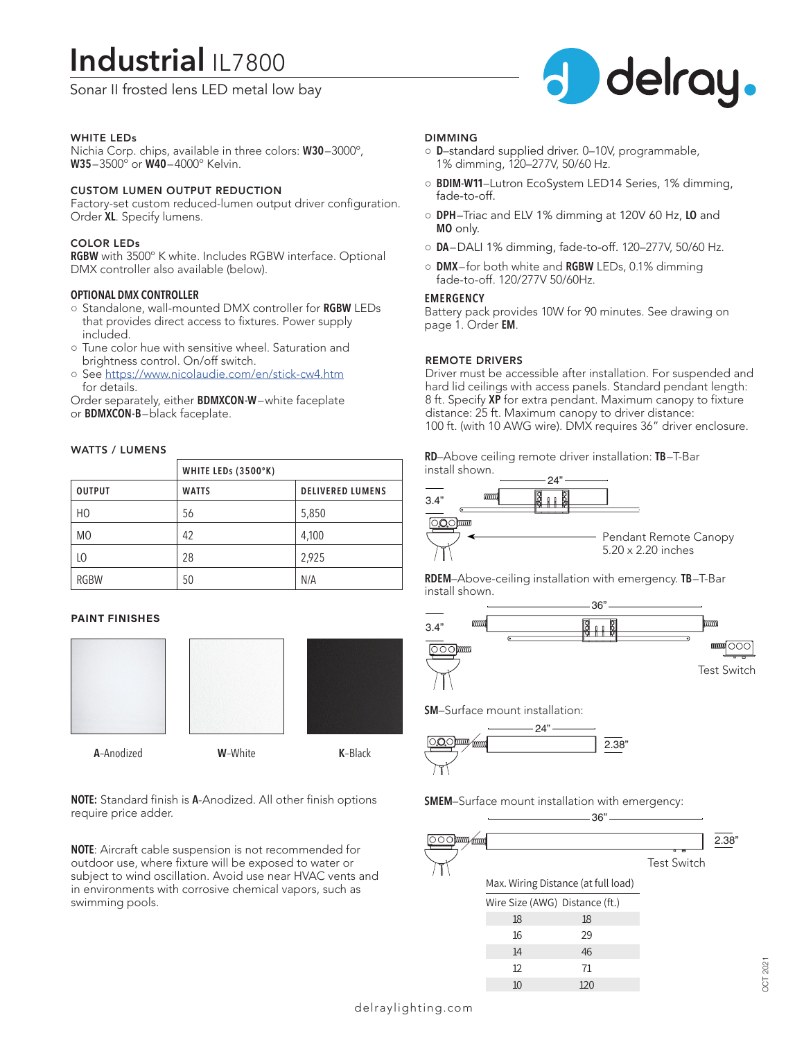# Industrial IL7800

Sonar II frosted lens LED metal low bay

delray.

### WHITE LEDs

Nichia Corp. chips, available in three colors: **W30**–3000°, **W35**–3500° or **W40**–4000° Kelvin.

### CUSTOM LUMEN OUTPUT REDUCTION

Factory-set custom reduced-lumen output driver configuration. Order **XL**. Specify lumens.

### COLOR LEDs

**RGBW** with 3500° K white. Includes RGBW interface. Optional DMX controller also available (below).

### OPTIONAL DMX CONTROLLER

- Standalone, wall-mounted DMX controller for **RGBW** LEDs that provides direct access to fixtures. Power supply included.
- Tune color hue with sensitive wheel. Saturation and brightness control. On/off switch.
- See https://www.nicolaudie.com/en/stick-cw4.htm for details.

Order separately, either **BDMXCON-W**–white faceplate or **BDMXCON-B**–black faceplate.

### WATTS / LUMENS

| | WHITE LEDs (3500°K) | |
|---|---|---|
| OUTPUT | WATTS | DELIVERED LUMENS |
| HO | 56 | 5,850 |
| MO | 42 | 4,100 |
| LO | 28 | 2,925 |
| RGBW | 50 | N/A |

### PAINT FINISHES

**A**–Anodized

**W**–White

**K**–Black

**NOTE:** Standard finish is **A**-Anodized. All other finish options require price adder.

**NOTE**: Aircraft cable suspension is not recommended for outdoor use, where fixture will be exposed to water or subject to wind oscillation. Avoid use near HVAC vents and in environments with corrosive chemical vapors, such as swimming pools.

### DIMMING

- **D**–standard supplied driver. 0–10V, programmable, 1% dimming, 120–277V, 50/60 Hz.
- **BDIM-W11**–Lutron EcoSystem LED14 Series, 1% dimming, fade-to-off.
- **DPH**–Triac and ELV 1% dimming at 120V 60 Hz, **LO** and **MO** only.
- **DA**–DALI 1% dimming, fade-to-off. 120–277V, 50/60 Hz.
- **DMX**–for both white and **RGBW** LEDs, 0.1% dimming fade-to-off. 120/277V 50/60Hz.

### EMERGENCY

Battery pack provides 10W for 90 minutes. See drawing on page 1. Order **EM**.

### REMOTE DRIVERS

Driver must be accessible after installation. For suspended and hard lid ceilings with access panels. Standard pendant length: 8 ft. Specify **XP** for extra pendant. Maximum canopy to fixture distance: 25 ft. Maximum canopy to driver distance: 100 ft. (with 10 AWG wire). DMX requires 36" driver enclosure.

**RD**–Above ceiling remote driver installation: **TB**–T-Bar install shown.

24"

3.4"

Pendant Remote Canopy
5.20 x 2.20 inches

**RDEM**–Above-ceiling installation with emergency. **TB**–T-Bar install shown.

36"

3.4"

Test Switch

**SM**–Surface mount installation:

24"

2.38"

**SMEM**–Surface mount installation with emergency:

36"

2.38"

Test Switch

Max. Wiring Distance (at full load)

| Wire Size (AWG) | Distance (ft.) |
|---|---|
| 18 | 18 |
| 16 | 29 |
| 14 | 46 |
| 12 | 71 |
| 10 | 120 |

OCT 2021

delraylighting.com